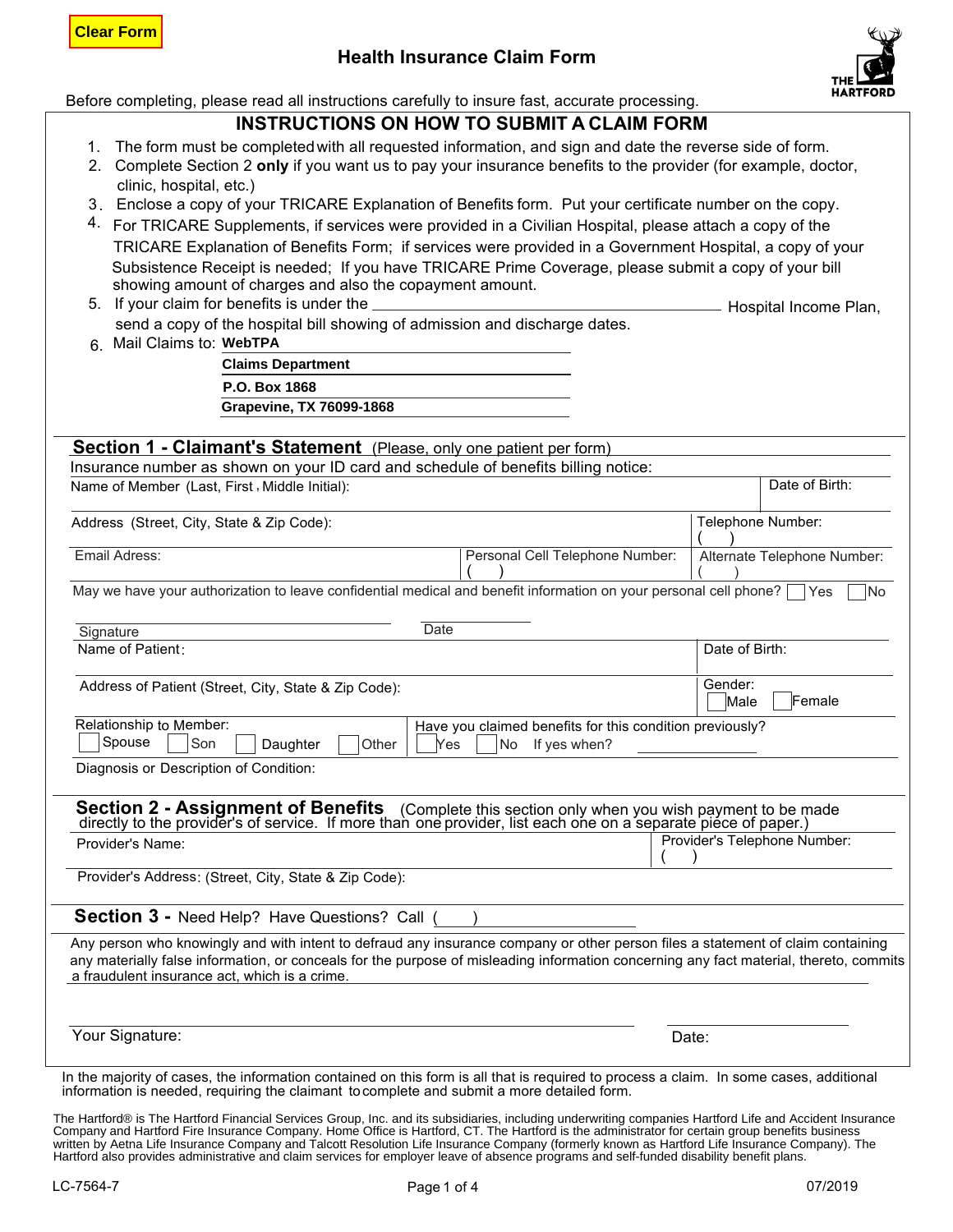Clear Form

# Health Insurance Claim Form

THE HARTFORD

Before completing, please read all instructions carefully to insure fast, accurate processing.

## INSTRUCTIONS ON HOW TO SUBMIT A CLAIM FORM

1. The form must be completed with all requested information, and sign and date the reverse side of form.
2. Complete Section 2 **only** if you want us to pay your insurance benefits to the provider (for example, doctor, clinic, hospital, etc.)
3. Enclose a copy of your TRICARE Explanation of Benefits form. Put your certificate number on the copy.
4. For TRICARE Supplements, if services were provided in a Civilian Hospital, please attach a copy of the TRICARE Explanation of Benefits Form; if services were provided in a Government Hospital, a copy of your Subsistence Receipt is needed; If you have TRICARE Prime Coverage, please submit a copy of your bill showing amount of charges and also the copayment amount.
5. If your claim for benefits is under the ______________________ Hospital Income Plan, send a copy of the hospital bill showing of admission and discharge dates.
6. Mail Claims to: **WebTPA**
   **Claims Department**
   **P.O. Box 1868**
   **Grapevine, TX 76099-1868**

## Section 1 - Claimant's Statement (Please, only one patient per form)

Insurance number as shown on your ID card and schedule of benefits billing notice:

| Name of Member (Last, First, Middle Initial): | | Date of Birth: |
|---|---|---|
| Address (Street, City, State & Zip Code): | | Telephone Number: ( ) |
| Email Adress: | Personal Cell Telephone Number: ( ) | Alternate Telephone Number: ( ) |

May we have your authorization to leave confidential medical and benefit information on your personal cell phone? ☐ Yes ☐ No

Signature ______________________ Date ____________

| Name of Patient: | Date of Birth: |
|---|---|
| Address of Patient (Street, City, State & Zip Code): | Gender: ☐ Male ☐ Female |
| Relationship to Member: ☐ Spouse ☐ Son ☐ Daughter ☐ Other | Have you claimed benefits for this condition previously? ☐ Yes ☐ No If yes when? ____________ |

Diagnosis or Description of Condition:

## Section 2 - Assignment of Benefits (Complete this section only when you wish payment to be made directly to the provider's of service. If more than one provider, list each one on a separate piece of paper.)

| Provider's Name: | Provider's Telephone Number: ( ) |
|---|---|

Provider's Address: (Street, City, State & Zip Code):

## Section 3 - Need Help? Have Questions? Call ( )

Any person who knowingly and with intent to defraud any insurance company or other person files a statement of claim containing any materially false information, or conceals for the purpose of misleading information concerning any fact material, thereto, commits a fraudulent insurance act, which is a crime.

Your Signature: ______________________ Date: ____________

In the majority of cases, the information contained on this form is all that is required to process a claim. In some cases, additional information is needed, requiring the claimant to complete and submit a more detailed form.

The Hartford® is The Hartford Financial Services Group, Inc. and its subsidiaries, including underwriting companies Hartford Life and Accident Insurance Company and Hartford Fire Insurance Company. Home Office is Hartford, CT. The Hartford is the administrator for certain group benefits business written by Aetna Life Insurance Company and Talcott Resolution Life Insurance Company (formerly known as Hartford Life Insurance Company). The Hartford also provides administrative and claim services for employer leave of absence programs and self-funded disability benefit plans.

LC-7564-7 07/2019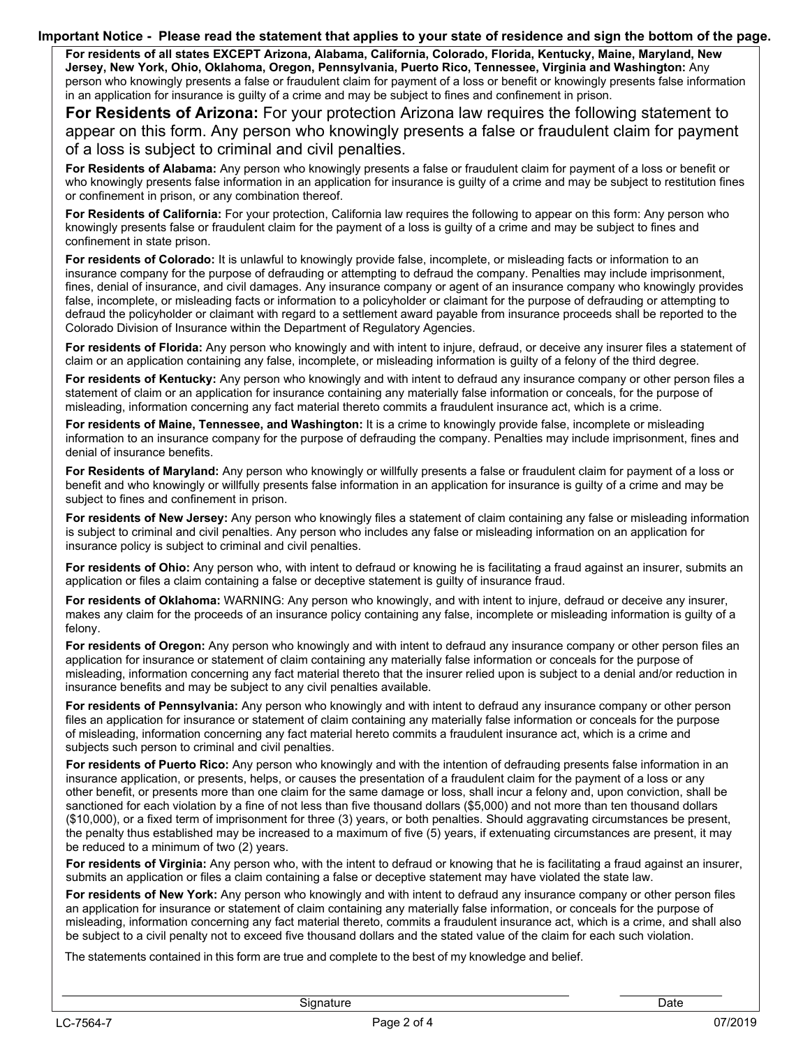**Important Notice - Please read the statement that applies to your state of residence and sign the bottom of the page.**

**For residents of all states EXCEPT Arizona, Alabama, California, Colorado, Florida, Kentucky, Maine, Maryland, New Jersey, New York, Ohio, Oklahoma, Oregon, Pennsylvania, Puerto Rico, Tennessee, Virginia and Washington:** Any person who knowingly presents a false or fraudulent claim for payment of a loss or benefit or knowingly presents false information in an application for insurance is guilty of a crime and may be subject to fines and confinement in prison.

**For Residents of Arizona:** For your protection Arizona law requires the following statement to appear on this form. Any person who knowingly presents a false or fraudulent claim for payment of a loss is subject to criminal and civil penalties.

**For Residents of Alabama:** Any person who knowingly presents a false or fraudulent claim for payment of a loss or benefit or who knowingly presents false information in an application for insurance is guilty of a crime and may be subject to restitution fines or confinement in prison, or any combination thereof.

**For Residents of California:** For your protection, California law requires the following to appear on this form: Any person who knowingly presents false or fraudulent claim for the payment of a loss is guilty of a crime and may be subject to fines and confinement in state prison.

**For residents of Colorado:** It is unlawful to knowingly provide false, incomplete, or misleading facts or information to an insurance company for the purpose of defrauding or attempting to defraud the company. Penalties may include imprisonment, fines, denial of insurance, and civil damages. Any insurance company or agent of an insurance company who knowingly provides false, incomplete, or misleading facts or information to a policyholder or claimant for the purpose of defrauding or attempting to defraud the policyholder or claimant with regard to a settlement award payable from insurance proceeds shall be reported to the Colorado Division of Insurance within the Department of Regulatory Agencies.

**For residents of Florida:** Any person who knowingly and with intent to injure, defraud, or deceive any insurer files a statement of claim or an application containing any false, incomplete, or misleading information is guilty of a felony of the third degree.

**For residents of Kentucky:** Any person who knowingly and with intent to defraud any insurance company or other person files a statement of claim or an application for insurance containing any materially false information or conceals, for the purpose of misleading, information concerning any fact material thereto commits a fraudulent insurance act, which is a crime.

**For residents of Maine, Tennessee, and Washington:** It is a crime to knowingly provide false, incomplete or misleading information to an insurance company for the purpose of defrauding the company. Penalties may include imprisonment, fines and denial of insurance benefits.

**For Residents of Maryland:** Any person who knowingly or willfully presents a false or fraudulent claim for payment of a loss or benefit and who knowingly or willfully presents false information in an application for insurance is guilty of a crime and may be subject to fines and confinement in prison.

**For residents of New Jersey:** Any person who knowingly files a statement of claim containing any false or misleading information is subject to criminal and civil penalties. Any person who includes any false or misleading information on an application for insurance policy is subject to criminal and civil penalties.

**For residents of Ohio:** Any person who, with intent to defraud or knowing he is facilitating a fraud against an insurer, submits an application or files a claim containing a false or deceptive statement is guilty of insurance fraud.

**For residents of Oklahoma:** WARNING: Any person who knowingly, and with intent to injure, defraud or deceive any insurer, makes any claim for the proceeds of an insurance policy containing any false, incomplete or misleading information is guilty of a felony.

**For residents of Oregon:** Any person who knowingly and with intent to defraud any insurance company or other person files an application for insurance or statement of claim containing any materially false information or conceals for the purpose of misleading, information concerning any fact material thereto that the insurer relied upon is subject to a denial and/or reduction in insurance benefits and may be subject to any civil penalties available.

**For residents of Pennsylvania:** Any person who knowingly and with intent to defraud any insurance company or other person files an application for insurance or statement of claim containing any materially false information or conceals for the purpose of misleading, information concerning any fact material hereto commits a fraudulent insurance act, which is a crime and subjects such person to criminal and civil penalties.

**For residents of Puerto Rico:** Any person who knowingly and with the intention of defrauding presents false information in an insurance application, or presents, helps, or causes the presentation of a fraudulent claim for the payment of a loss or any other benefit, or presents more than one claim for the same damage or loss, shall incur a felony and, upon conviction, shall be sanctioned for each violation by a fine of not less than five thousand dollars ($5,000) and not more than ten thousand dollars ($10,000), or a fixed term of imprisonment for three (3) years, or both penalties. Should aggravating circumstances be present, the penalty thus established may be increased to a maximum of five (5) years, if extenuating circumstances are present, it may be reduced to a minimum of two (2) years.

**For residents of Virginia:** Any person who, with the intent to defraud or knowing that he is facilitating a fraud against an insurer, submits an application or files a claim containing a false or deceptive statement may have violated the state law.

**For residents of New York:** Any person who knowingly and with intent to defraud any insurance company or other person files an application for insurance or statement of claim containing any materially false information, or conceals for the purpose of misleading, information concerning any fact material thereto, commits a fraudulent insurance act, which is a crime, and shall also be subject to a civil penalty not to exceed five thousand dollars and the stated value of the claim for each such violation.

The statements contained in this form are true and complete to the best of my knowledge and belief.

| Signature | Date |
|---|---|
| | |

LC-7564-7 — 07/2019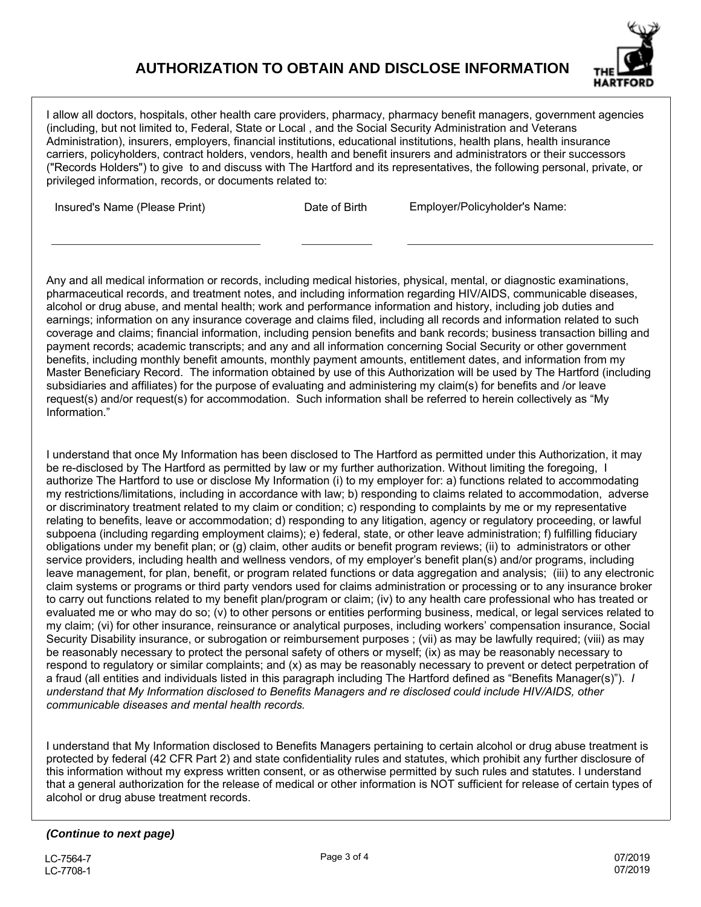# AUTHORIZATION TO OBTAIN AND DISCLOSE INFORMATION

I allow all doctors, hospitals, other health care providers, pharmacy, pharmacy benefit managers, government agencies (including, but not limited to, Federal, State or Local , and the Social Security Administration and Veterans Administration), insurers, employers, financial institutions, educational institutions, health plans, health insurance carriers, policyholders, contract holders, vendors, health and benefit insurers and administrators or their successors ("Records Holders") to give to and discuss with The Hartford and its representatives, the following personal, private, or privileged information, records, or documents related to:

| Insured's Name (Please Print) | Date of Birth | Employer/Policyholder's Name: |
|---|---|---|
| | | |

Any and all medical information or records, including medical histories, physical, mental, or diagnostic examinations, pharmaceutical records, and treatment notes, and including information regarding HIV/AIDS, communicable diseases, alcohol or drug abuse, and mental health; work and performance information and history, including job duties and earnings; information on any insurance coverage and claims filed, including all records and information related to such coverage and claims; financial information, including pension benefits and bank records; business transaction billing and payment records; academic transcripts; and any and all information concerning Social Security or other government benefits, including monthly benefit amounts, monthly payment amounts, entitlement dates, and information from my Master Beneficiary Record. The information obtained by use of this Authorization will be used by The Hartford (including subsidiaries and affiliates) for the purpose of evaluating and administering my claim(s) for benefits and /or leave request(s) and/or request(s) for accommodation. Such information shall be referred to herein collectively as "My Information."

I understand that once My Information has been disclosed to The Hartford as permitted under this Authorization, it may be re-disclosed by The Hartford as permitted by law or my further authorization. Without limiting the foregoing, I authorize The Hartford to use or disclose My Information (i) to my employer for: a) functions related to accommodating my restrictions/limitations, including in accordance with law; b) responding to claims related to accommodation, adverse or discriminatory treatment related to my claim or condition; c) responding to complaints by me or my representative relating to benefits, leave or accommodation; d) responding to any litigation, agency or regulatory proceeding, or lawful subpoena (including regarding employment claims); e) federal, state, or other leave administration; f) fulfilling fiduciary obligations under my benefit plan; or (g) claim, other audits or benefit program reviews; (ii) to administrators or other service providers, including health and wellness vendors, of my employer's benefit plan(s) and/or programs, including leave management, for plan, benefit, or program related functions or data aggregation and analysis; (iii) to any electronic claim systems or programs or third party vendors used for claims administration or processing or to any insurance broker to carry out functions related to my benefit plan/program or claim; (iv) to any health care professional who has treated or evaluated me or who may do so; (v) to other persons or entities performing business, medical, or legal services related to my claim; (vi) for other insurance, reinsurance or analytical purposes, including workers' compensation insurance, Social Security Disability insurance, or subrogation or reimbursement purposes ; (vii) as may be lawfully required; (viii) as may be reasonably necessary to protect the personal safety of others or myself; (ix) as may be reasonably necessary to respond to regulatory or similar complaints; and (x) as may be reasonably necessary to prevent or detect perpetration of a fraud (all entities and individuals listed in this paragraph including The Hartford defined as "Benefits Manager(s)"). *I understand that My Information disclosed to Benefits Managers and re disclosed could include HIV/AIDS, other communicable diseases and mental health records.*

I understand that My Information disclosed to Benefits Managers pertaining to certain alcohol or drug abuse treatment is protected by federal (42 CFR Part 2) and state confidentiality rules and statutes, which prohibit any further disclosure of this information without my express written consent, or as otherwise permitted by such rules and statutes. I understand that a general authorization for the release of medical or other information is NOT sufficient for release of certain types of alcohol or drug abuse treatment records.

***(Continue to next page)***

LC-7564-7 07/2019
LC-7708-1 07/2019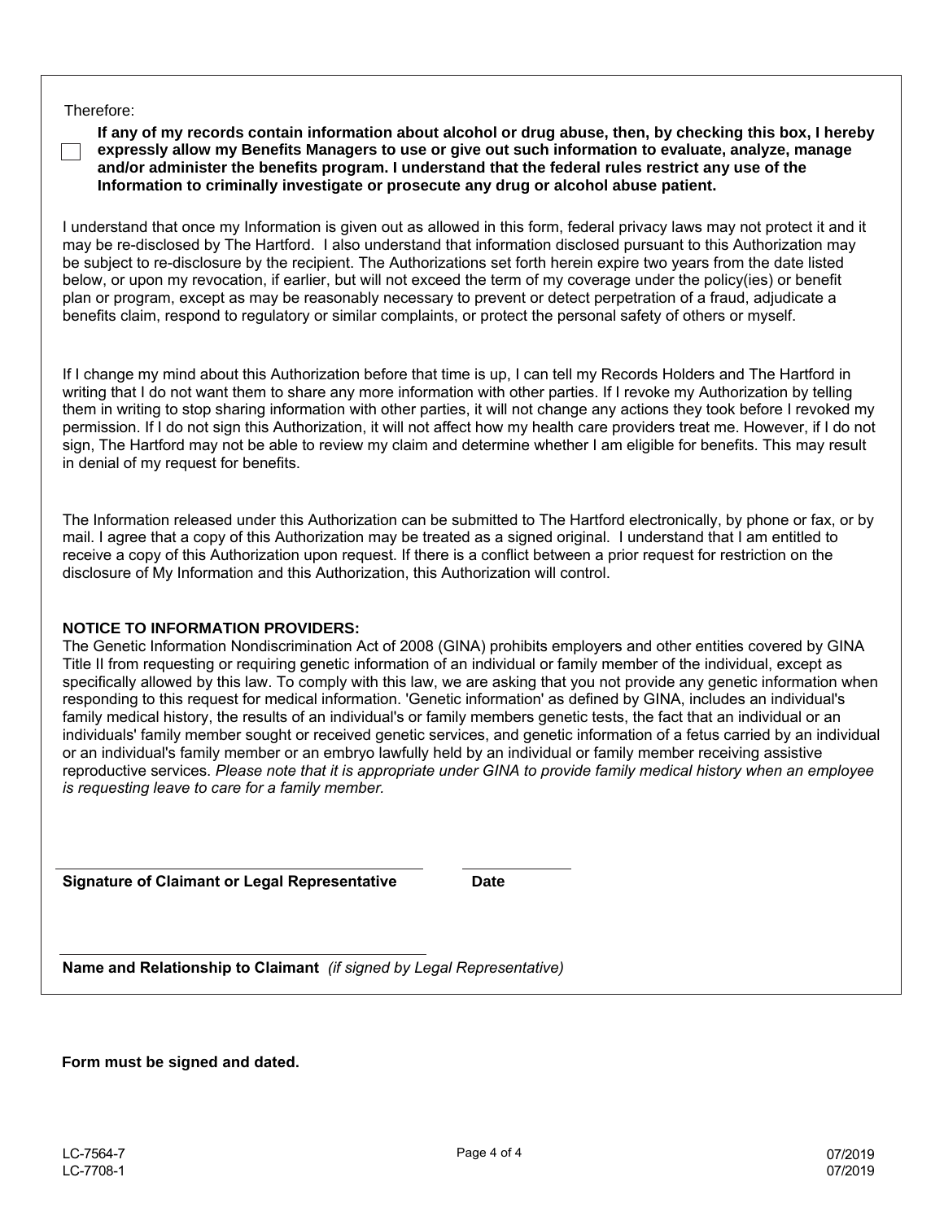Therefore:

☐ **If any of my records contain information about alcohol or drug abuse, then, by checking this box, I hereby expressly allow my Benefits Managers to use or give out such information to evaluate, analyze, manage and/or administer the benefits program. I understand that the federal rules restrict any use of the Information to criminally investigate or prosecute any drug or alcohol abuse patient.**

I understand that once my Information is given out as allowed in this form, federal privacy laws may not protect it and it may be re-disclosed by The Hartford. I also understand that information disclosed pursuant to this Authorization may be subject to re-disclosure by the recipient. The Authorizations set forth herein expire two years from the date listed below, or upon my revocation, if earlier, but will not exceed the term of my coverage under the policy(ies) or benefit plan or program, except as may be reasonably necessary to prevent or detect perpetration of a fraud, adjudicate a benefits claim, respond to regulatory or similar complaints, or protect the personal safety of others or myself.

If I change my mind about this Authorization before that time is up, I can tell my Records Holders and The Hartford in writing that I do not want them to share any more information with other parties. If I revoke my Authorization by telling them in writing to stop sharing information with other parties, it will not change any actions they took before I revoked my permission. If I do not sign this Authorization, it will not affect how my health care providers treat me. However, if I do not sign, The Hartford may not be able to review my claim and determine whether I am eligible for benefits. This may result in denial of my request for benefits.

The Information released under this Authorization can be submitted to The Hartford electronically, by phone or fax, or by mail. I agree that a copy of this Authorization may be treated as a signed original. I understand that I am entitled to receive a copy of this Authorization upon request. If there is a conflict between a prior request for restriction on the disclosure of My Information and this Authorization, this Authorization will control.

**NOTICE TO INFORMATION PROVIDERS:**
The Genetic Information Nondiscrimination Act of 2008 (GINA) prohibits employers and other entities covered by GINA Title II from requesting or requiring genetic information of an individual or family member of the individual, except as specifically allowed by this law. To comply with this law, we are asking that you not provide any genetic information when responding to this request for medical information. 'Genetic information' as defined by GINA, includes an individual's family medical history, the results of an individual's or family members genetic tests, the fact that an individual or an individuals' family member sought or received genetic services, and genetic information of a fetus carried by an individual or an individual's family member or an embryo lawfully held by an individual or family member receiving assistive reproductive services. *Please note that it is appropriate under GINA to provide family medical history when an employee is requesting leave to care for a family member.*

_______________________________________ &nbsp;&nbsp;&nbsp; ______________
**Signature of Claimant or Legal Representative** &nbsp;&nbsp;&nbsp; **Date**

_______________________________________
**Name and Relationship to Claimant** *(if signed by Legal Representative)*

**Form must be signed and dated.**

LC-7564-7 &nbsp;&nbsp;&nbsp; 07/2019
LC-7708-1 &nbsp;&nbsp;&nbsp; 07/2019